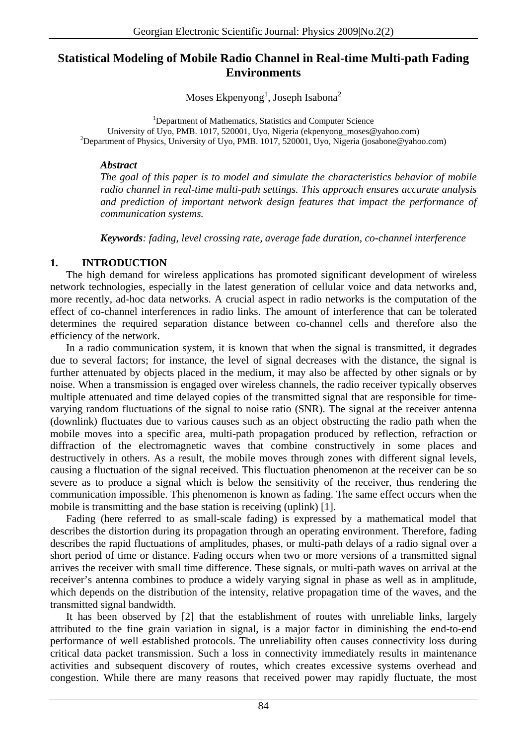# Statistical Modeling of Mobile Radio Channel in Real-time Multi-path Fading Environments

Moses Ekpenyong[1], Joseph Isabona[2]

[1]Department of Mathematics, Statistics and Computer Science
University of Uyo, PMB. 1017, 520001, Uyo, Nigeria (ekpenyong_moses@yahoo.com)
[2]Department of Physics, University of Uyo, PMB. 1017, 520001, Uyo, Nigeria (josabone@yahoo.com)

***Abstract***

*The goal of this paper is to model and simulate the characteristics behavior of mobile radio channel in real-time multi-path settings. This approach ensures accurate analysis and prediction of important network design features that impact the performance of communication systems.*

***Keywords****: fading, level crossing rate, average fade duration, co-channel interference*

## 1. INTRODUCTION

The high demand for wireless applications has promoted significant development of wireless network technologies, especially in the latest generation of cellular voice and data networks and, more recently, ad-hoc data networks. A crucial aspect in radio networks is the computation of the effect of co-channel interferences in radio links. The amount of interference that can be tolerated determines the required separation distance between co-channel cells and therefore also the efficiency of the network.

In a radio communication system, it is known that when the signal is transmitted, it degrades due to several factors; for instance, the level of signal decreases with the distance, the signal is further attenuated by objects placed in the medium, it may also be affected by other signals or by noise. When a transmission is engaged over wireless channels, the radio receiver typically observes multiple attenuated and time delayed copies of the transmitted signal that are responsible for time-varying random fluctuations of the signal to noise ratio (SNR). The signal at the receiver antenna (downlink) fluctuates due to various causes such as an object obstructing the radio path when the mobile moves into a specific area, multi-path propagation produced by reflection, refraction or diffraction of the electromagnetic waves that combine constructively in some places and destructively in others. As a result, the mobile moves through zones with different signal levels, causing a fluctuation of the signal received. This fluctuation phenomenon at the receiver can be so severe as to produce a signal which is below the sensitivity of the receiver, thus rendering the communication impossible. This phenomenon is known as fading. The same effect occurs when the mobile is transmitting and the base station is receiving (uplink) [1].

Fading (here referred to as small-scale fading) is expressed by a mathematical model that describes the distortion during its propagation through an operating environment. Therefore, fading describes the rapid fluctuations of amplitudes, phases, or multi-path delays of a radio signal over a short period of time or distance. Fading occurs when two or more versions of a transmitted signal arrives the receiver with small time difference. These signals, or multi-path waves on arrival at the receiver's antenna combines to produce a widely varying signal in phase as well as in amplitude, which depends on the distribution of the intensity, relative propagation time of the waves, and the transmitted signal bandwidth.

It has been observed by [2] that the establishment of routes with unreliable links, largely attributed to the fine grain variation in signal, is a major factor in diminishing the end-to-end performance of well established protocols. The unreliability often causes connectivity loss during critical data packet transmission. Such a loss in connectivity immediately results in maintenance activities and subsequent discovery of routes, which creates excessive systems overhead and congestion. While there are many reasons that received power may rapidly fluctuate, the most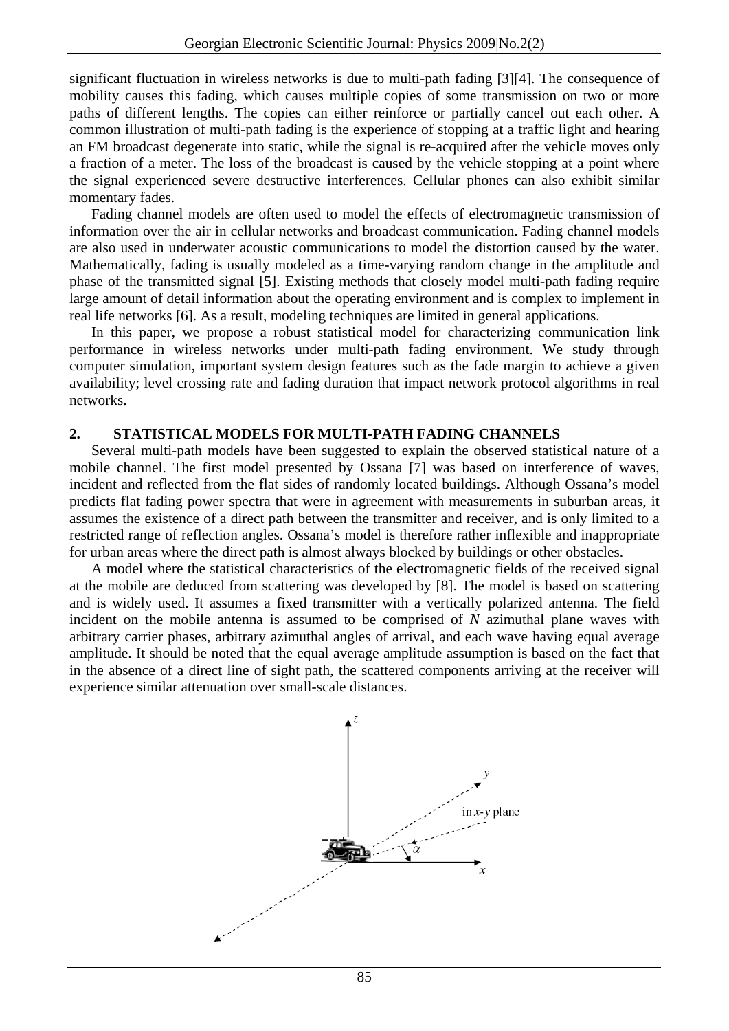significant fluctuation in wireless networks is due to multi-path fading [3][4]. The consequence of mobility causes this fading, which causes multiple copies of some transmission on two or more paths of different lengths. The copies can either reinforce or partially cancel out each other. A common illustration of multi-path fading is the experience of stopping at a traffic light and hearing an FM broadcast degenerate into static, while the signal is re-acquired after the vehicle moves only a fraction of a meter. The loss of the broadcast is caused by the vehicle stopping at a point where the signal experienced severe destructive interferences. Cellular phones can also exhibit similar momentary fades.

Fading channel models are often used to model the effects of electromagnetic transmission of information over the air in cellular networks and broadcast communication. Fading channel models are also used in underwater acoustic communications to model the distortion caused by the water. Mathematically, fading is usually modeled as a time-varying random change in the amplitude and phase of the transmitted signal [5]. Existing methods that closely model multi-path fading require large amount of detail information about the operating environment and is complex to implement in real life networks [6]. As a result, modeling techniques are limited in general applications.

In this paper, we propose a robust statistical model for characterizing communication link performance in wireless networks under multi-path fading environment. We study through computer simulation, important system design features such as the fade margin to achieve a given availability; level crossing rate and fading duration that impact network protocol algorithms in real networks.

## 2. STATISTICAL MODELS FOR MULTI-PATH FADING CHANNELS

Several multi-path models have been suggested to explain the observed statistical nature of a mobile channel. The first model presented by Ossana [7] was based on interference of waves, incident and reflected from the flat sides of randomly located buildings. Although Ossana's model predicts flat fading power spectra that were in agreement with measurements in suburban areas, it assumes the existence of a direct path between the transmitter and receiver, and is only limited to a restricted range of reflection angles. Ossana's model is therefore rather inflexible and inappropriate for urban areas where the direct path is almost always blocked by buildings or other obstacles.

A model where the statistical characteristics of the electromagnetic fields of the received signal at the mobile are deduced from scattering was developed by [8]. The model is based on scattering and is widely used. It assumes a fixed transmitter with a vertically polarized antenna. The field incident on the mobile antenna is assumed to be comprised of $N$ azimuthal plane waves with arbitrary carrier phases, arbitrary azimuthal angles of arrival, and each wave having equal average amplitude. It should be noted that the equal average amplitude assumption is based on the fact that in the absence of a direct line of sight path, the scattered components arriving at the receiver will experience similar attenuation over small-scale distances.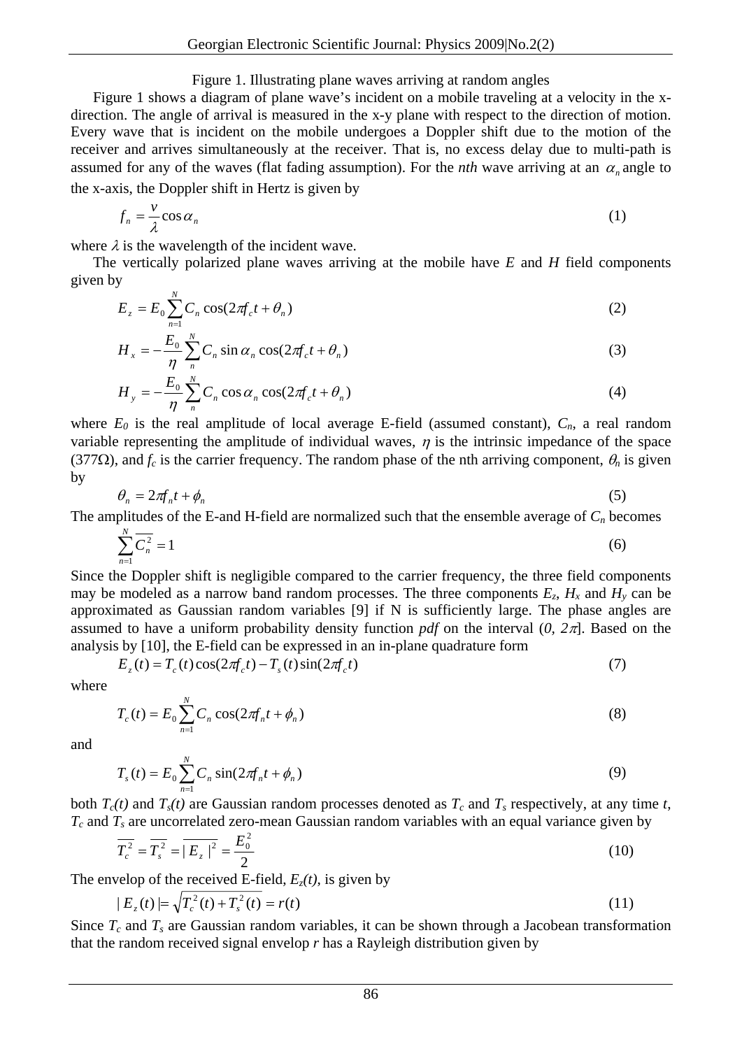Figure 1. Illustrating plane waves arriving at random angles

Figure 1 shows a diagram of plane wave's incident on a mobile traveling at a velocity in the x-direction. The angle of arrival is measured in the x-y plane with respect to the direction of motion. Every wave that is incident on the mobile undergoes a Doppler shift due to the motion of the receiver and arrives simultaneously at the receiver. That is, no excess delay due to multi-path is assumed for any of the waves (flat fading assumption). For the *nth* wave arriving at an $\alpha_n$ angle to the x-axis, the Doppler shift in Hertz is given by

$$f_n = \frac{v}{\lambda}\cos\alpha_n \tag{1}$$

where $\lambda$ is the wavelength of the incident wave.

The vertically polarized plane waves arriving at the mobile have *E* and *H* field components given by

$$E_z = E_0 \sum_{n=1}^{N} C_n \cos(2\pi f_c t + \theta_n) \tag{2}$$

$$H_x = -\frac{E_0}{\eta} \sum_{n}^{N} C_n \sin\alpha_n \cos(2\pi f_c t + \theta_n) \tag{3}$$

$$H_y = -\frac{E_0}{\eta} \sum_{n}^{N} C_n \cos\alpha_n \cos(2\pi f_c t + \theta_n) \tag{4}$$

where $E_0$ is the real amplitude of local average E-field (assumed constant), $C_n$, a real random variable representing the amplitude of individual waves, $\eta$ is the intrinsic impedance of the space (377Ω), and $f_c$ is the carrier frequency. The random phase of the nth arriving component, $\theta_n$ is given by

$$\theta_n = 2\pi f_n t + \phi_n \tag{5}$$

The amplitudes of the E-and H-field are normalized such that the ensemble average of $C_n$ becomes

$$\sum_{n=1}^{N} \overline{C_n^2} = 1 \tag{6}$$

Since the Doppler shift is negligible compared to the carrier frequency, the three field components may be modeled as a narrow band random processes. The three components $E_z$, $H_x$ and $H_y$ can be approximated as Gaussian random variables [9] if N is sufficiently large. The phase angles are assumed to have a uniform probability density function *pdf* on the interval $(0, 2\pi]$. Based on the analysis by [10], the E-field can be expressed in an in-plane quadrature form

$$E_z(t) = T_c(t)\cos(2\pi f_c t) - T_s(t)\sin(2\pi f_c t) \tag{7}$$

where

$$T_c(t) = E_0 \sum_{n=1}^{N} C_n \cos(2\pi f_n t + \phi_n) \tag{8}$$

and

$$T_s(t) = E_0 \sum_{n=1}^{N} C_n \sin(2\pi f_n t + \phi_n) \tag{9}$$

both $T_c(t)$ and $T_s(t)$ are Gaussian random processes denoted as $T_c$ and $T_s$ respectively, at any time *t*, $T_c$ and $T_s$ are uncorrelated zero-mean Gaussian random variables with an equal variance given by

$$\overline{T_c^2} = \overline{T_s^2} = \overline{|E_z|^2} = \frac{E_0^2}{2} \tag{10}$$

The envelop of the received E-field, $E_z(t)$, is given by

$$|E_z(t)| = \sqrt{T_c^2(t) + T_s^2(t)} = r(t) \tag{11}$$

Since $T_c$ and $T_s$ are Gaussian random variables, it can be shown through a Jacobean transformation that the random received signal envelop *r* has a Rayleigh distribution given by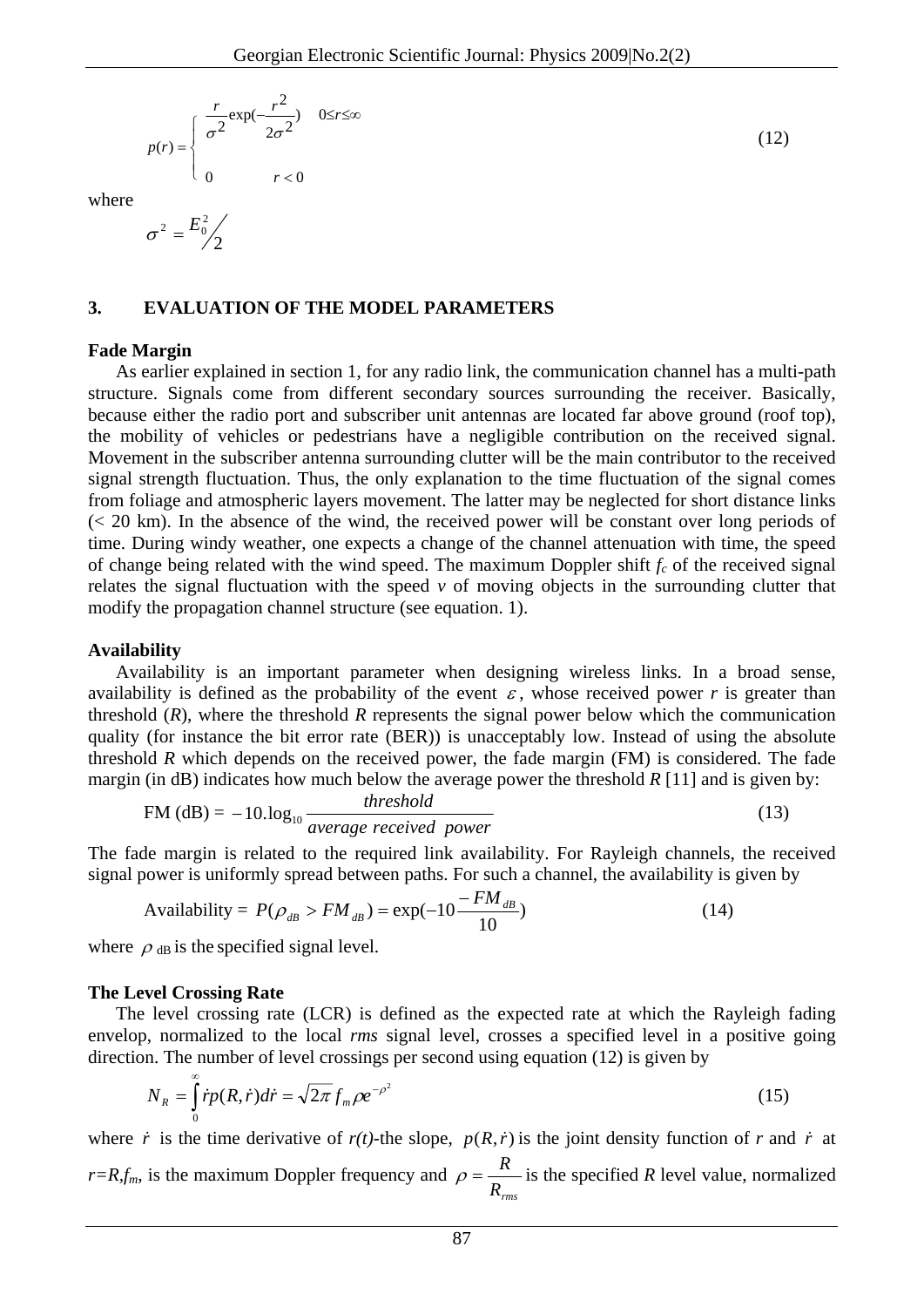$$p(r) = \begin{cases} \frac{r}{\sigma^2}\exp(-\frac{r^2}{2\sigma^2}) & 0 \le r \le \infty \\ 0 & r < 0 \end{cases} \tag{12}$$

where

$$\sigma^2 = E_0^2 / 2$$

## 3. EVALUATION OF THE MODEL PARAMETERS

### Fade Margin

As earlier explained in section 1, for any radio link, the communication channel has a multi-path structure. Signals come from different secondary sources surrounding the receiver. Basically, because either the radio port and subscriber unit antennas are located far above ground (roof top), the mobility of vehicles or pedestrians have a negligible contribution on the received signal. Movement in the subscriber antenna surrounding clutter will be the main contributor to the received signal strength fluctuation. Thus, the only explanation to the time fluctuation of the signal comes from foliage and atmospheric layers movement. The latter may be neglected for short distance links (< 20 km). In the absence of the wind, the received power will be constant over long periods of time. During windy weather, one expects a change of the channel attenuation with time, the speed of change being related with the wind speed. The maximum Doppler shift $f_c$ of the received signal relates the signal fluctuation with the speed $v$ of moving objects in the surrounding clutter that modify the propagation channel structure (see equation. 1).

### Availability

Availability is an important parameter when designing wireless links. In a broad sense, availability is defined as the probability of the event $\varepsilon$, whose received power $r$ is greater than threshold ($R$), where the threshold $R$ represents the signal power below which the communication quality (for instance the bit error rate (BER)) is unacceptably low. Instead of using the absolute threshold $R$ which depends on the received power, the fade margin (FM) is considered. The fade margin (in dB) indicates how much below the average power the threshold $R$ [11] and is given by:

$$\text{FM (dB)} = -10.\log_{10}\frac{\textit{threshold}}{\textit{average received power}} \tag{13}$$

The fade margin is related to the required link availability. For Rayleigh channels, the received signal power is uniformly spread between paths. For such a channel, the availability is given by

$$\text{Availability} = P(\rho_{dB} > FM_{dB}) = \exp(-10\frac{-FM_{dB}}{10}) \tag{14}$$

where $\rho_{\text{dB}}$ is the specified signal level.

### The Level Crossing Rate

The level crossing rate (LCR) is defined as the expected rate at which the Rayleigh fading envelop, normalized to the local *rms* signal level, crosses a specified level in a positive going direction. The number of level crossings per second using equation (12) is given by

$$N_R = \int_0^{\infty} \dot{r}p(R,\dot{r})d\dot{r} = \sqrt{2\pi} f_m \rho e^{-\rho^2} \tag{15}$$

where $\dot{r}$ is the time derivative of $r(t)$-the slope, $p(R,\dot{r})$ is the joint density function of $r$ and $\dot{r}$ at $r=R$,$f_m$, is the maximum Doppler frequency and $\rho = \frac{R}{R_{rms}}$ is the specified $R$ level value, normalized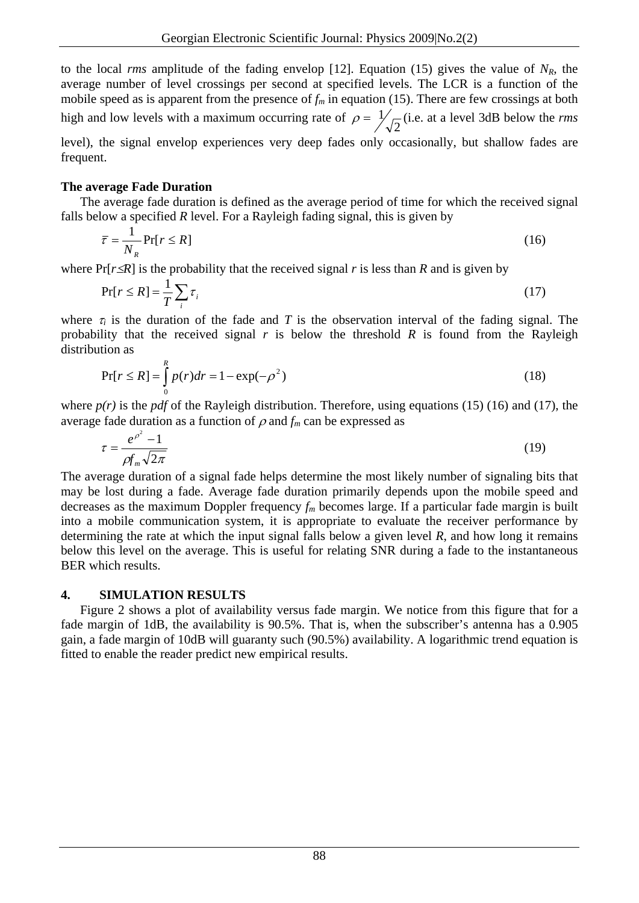to the local *rms* amplitude of the fading envelop [12]. Equation (15) gives the value of $N_R$, the average number of level crossings per second at specified levels. The LCR is a function of the mobile speed as is apparent from the presence of $f_m$ in equation (15). There are few crossings at both high and low levels with a maximum occurring rate of $\rho = 1/\sqrt{2}$ (i.e. at a level 3dB below the *rms* level), the signal envelop experiences very deep fades only occasionally, but shallow fades are frequent.

**The average Fade Duration**

The average fade duration is defined as the average period of time for which the received signal falls below a specified $R$ level. For a Rayleigh fading signal, this is given by

$$\bar{\tau} = \frac{1}{N_R} \Pr[r \leq R] \tag{16}$$

where $\Pr[r \leq R]$ is the probability that the received signal $r$ is less than $R$ and is given by

$$\Pr[r \leq R] = \frac{1}{T} \sum_i \tau_i \tag{17}$$

where $\tau_i$ is the duration of the fade and $T$ is the observation interval of the fading signal. The probability that the received signal $r$ is below the threshold $R$ is found from the Rayleigh distribution as

$$\Pr[r \leq R] = \int_0^R p(r)dr = 1 - \exp(-\rho^2) \tag{18}$$

where $p(r)$ is the *pdf* of the Rayleigh distribution. Therefore, using equations (15) (16) and (17), the average fade duration as a function of $\rho$ and $f_m$ can be expressed as

$$\tau = \frac{e^{\rho^2} - 1}{\rho f_m \sqrt{2\pi}} \tag{19}$$

The average duration of a signal fade helps determine the most likely number of signaling bits that may be lost during a fade. Average fade duration primarily depends upon the mobile speed and decreases as the maximum Doppler frequency $f_m$ becomes large. If a particular fade margin is built into a mobile communication system, it is appropriate to evaluate the receiver performance by determining the rate at which the input signal falls below a given level $R$, and how long it remains below this level on the average. This is useful for relating SNR during a fade to the instantaneous BER which results.

## 4. SIMULATION RESULTS

Figure 2 shows a plot of availability versus fade margin. We notice from this figure that for a fade margin of 1dB, the availability is 90.5%. That is, when the subscriber's antenna has a 0.905 gain, a fade margin of 10dB will guaranty such (90.5%) availability. A logarithmic trend equation is fitted to enable the reader predict new empirical results.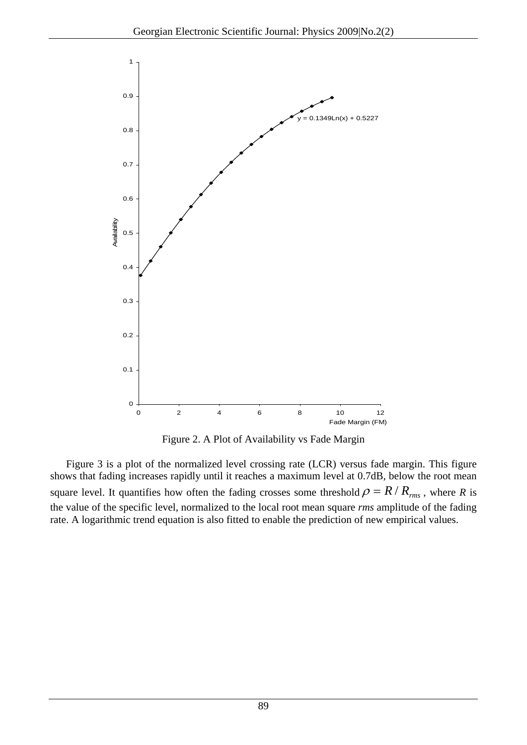Figure 2. A Plot of Availability vs Fade Margin

Figure 3 is a plot of the normalized level crossing rate (LCR) versus fade margin. This figure shows that fading increases rapidly until it reaches a maximum level at 0.7dB, below the root mean square level. It quantifies how often the fading crosses some threshold $\rho = R / R_{rms}$, where *R* is the value of the specific level, normalized to the local root mean square *rms* amplitude of the fading rate. A logarithmic trend equation is also fitted to enable the prediction of new empirical values.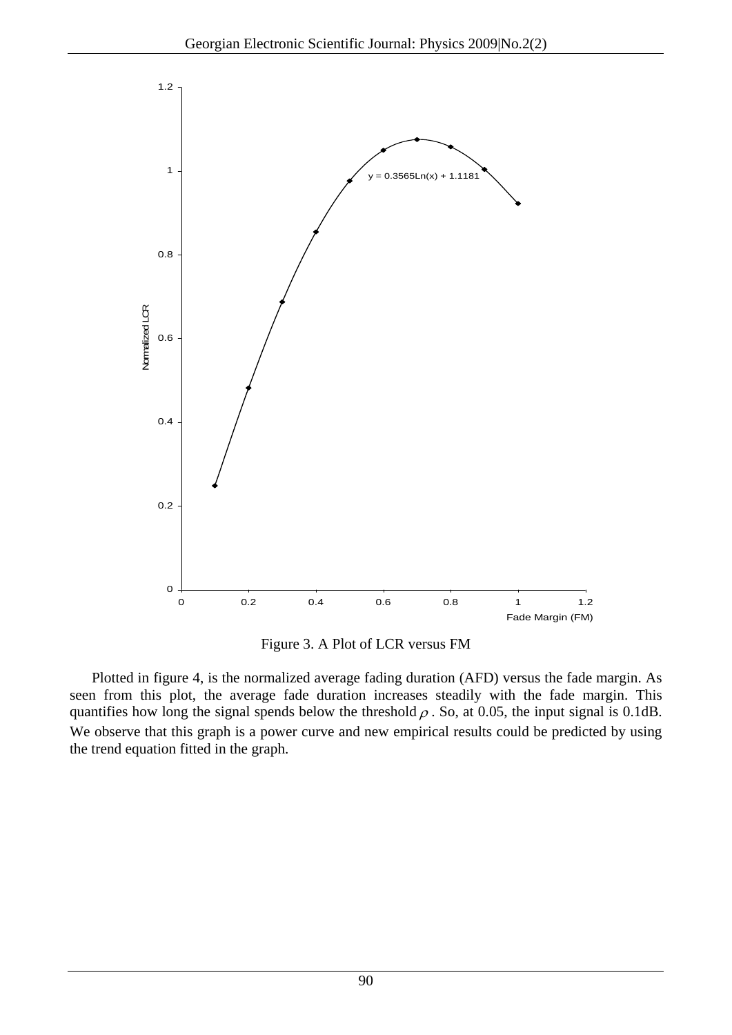Figure 3. A Plot of LCR versus FM

Plotted in figure 4, is the normalized average fading duration (AFD) versus the fade margin. As seen from this plot, the average fade duration increases steadily with the fade margin. This quantifies how long the signal spends below the threshold $\rho$. So, at 0.05, the input signal is 0.1dB. We observe that this graph is a power curve and new empirical results could be predicted by using the trend equation fitted in the graph.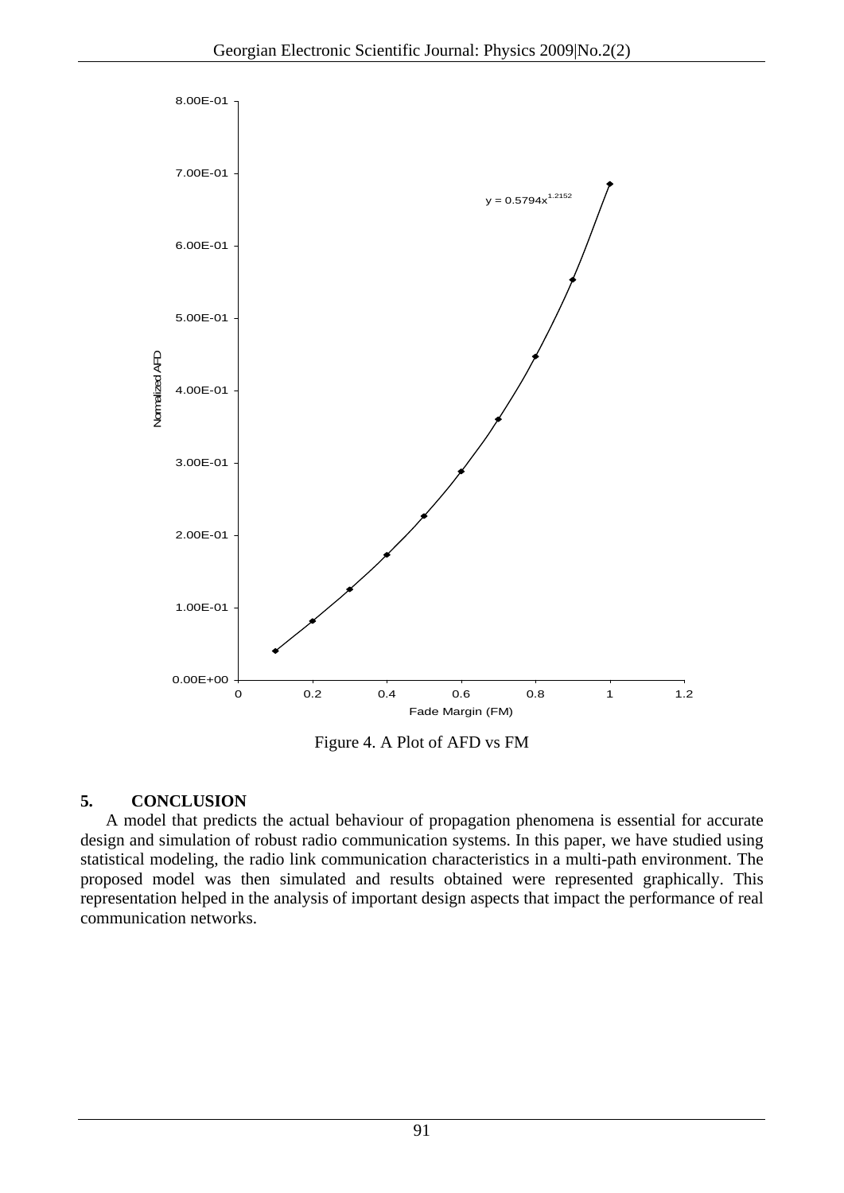Figure 4. A Plot of AFD vs FM

## 5. CONCLUSION

A model that predicts the actual behaviour of propagation phenomena is essential for accurate design and simulation of robust radio communication systems. In this paper, we have studied using statistical modeling, the radio link communication characteristics in a multi-path environment. The proposed model was then simulated and results obtained were represented graphically. This representation helped in the analysis of important design aspects that impact the performance of real communication networks.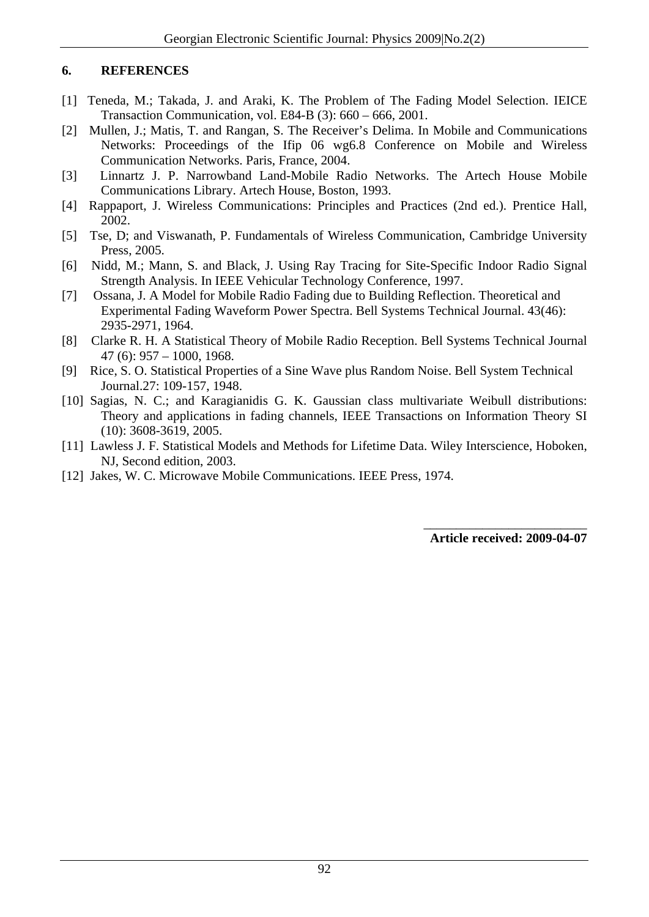## 6. REFERENCES

[1] Teneda, M.; Takada, J. and Araki, K. The Problem of The Fading Model Selection. IEICE Transaction Communication, vol. E84-B (3): 660 – 666, 2001.

[2] Mullen, J.; Matis, T. and Rangan, S. The Receiver's Delima. In Mobile and Communications Networks: Proceedings of the Ifip 06 wg6.8 Conference on Mobile and Wireless Communication Networks. Paris, France, 2004.

[3] Linnartz J. P. Narrowband Land-Mobile Radio Networks. The Artech House Mobile Communications Library. Artech House, Boston, 1993.

[4] Rappaport, J. Wireless Communications: Principles and Practices (2nd ed.). Prentice Hall, 2002.

[5] Tse, D; and Viswanath, P. Fundamentals of Wireless Communication, Cambridge University Press, 2005.

[6] Nidd, M.; Mann, S. and Black, J. Using Ray Tracing for Site-Specific Indoor Radio Signal Strength Analysis. In IEEE Vehicular Technology Conference, 1997.

[7] Ossana, J. A Model for Mobile Radio Fading due to Building Reflection. Theoretical and Experimental Fading Waveform Power Spectra. Bell Systems Technical Journal. 43(46): 2935-2971, 1964.

[8] Clarke R. H. A Statistical Theory of Mobile Radio Reception. Bell Systems Technical Journal 47 (6): 957 – 1000, 1968.

[9] Rice, S. O. Statistical Properties of a Sine Wave plus Random Noise. Bell System Technical Journal.27: 109-157, 1948.

[10] Sagias, N. C.; and Karagianidis G. K. Gaussian class multivariate Weibull distributions: Theory and applications in fading channels, IEEE Transactions on Information Theory SI (10): 3608-3619, 2005.

[11] Lawless J. F. Statistical Models and Methods for Lifetime Data. Wiley Interscience, Hoboken, NJ, Second edition, 2003.

[12] Jakes, W. C. Microwave Mobile Communications. IEEE Press, 1974.

**Article received: 2009-04-07**